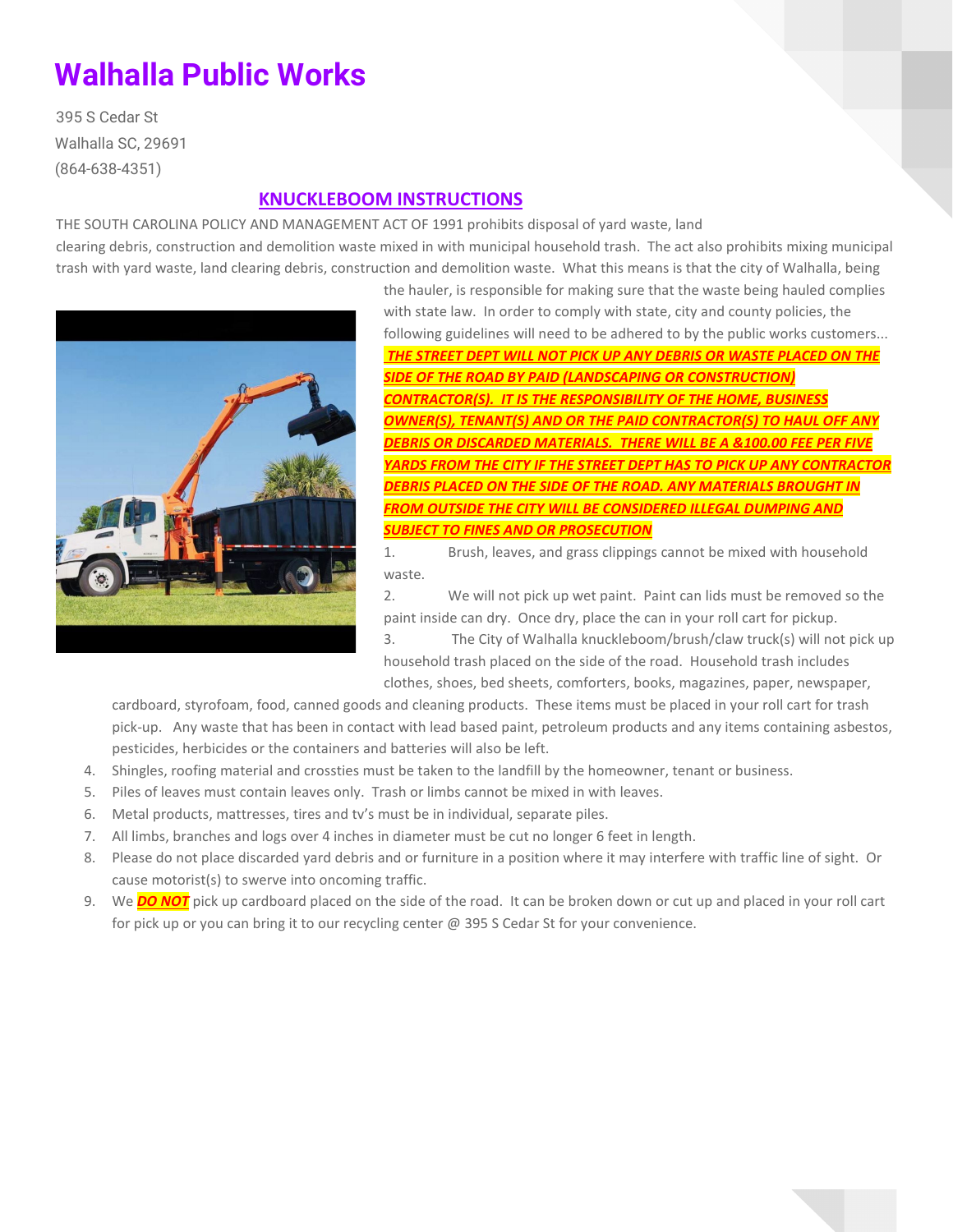# Walhalla Public Works

395 S Cedar St
Walhalla SC, 29691
(864-638-4351)

## KNUCKLEBOOM INSTRUCTIONS

THE SOUTH CAROLINA POLICY AND MANAGEMENT ACT OF 1991 prohibits disposal of yard waste, land clearing debris, construction and demolition waste mixed in with municipal household trash. The act also prohibits mixing municipal trash with yard waste, land clearing debris, construction and demolition waste. What this means is that the city of Walhalla, being the hauler, is responsible for making sure that the waste being hauled complies with state law. In order to comply with state, city and county policies, the following guidelines will need to be adhered to by the public works customers...

***THE STREET DEPT WILL NOT PICK UP ANY DEBRIS OR WASTE PLACED ON THE SIDE OF THE ROAD BY PAID (LANDSCAPING OR CONSTRUCTION) CONTRACTOR(S). IT IS THE RESPONSIBILITY OF THE HOME, BUSINESS OWNER(S), TENANT(S) AND OR THE PAID CONTRACTOR(S) TO HAUL OFF ANY DEBRIS OR DISCARDED MATERIALS. THERE WILL BE A &100.00 FEE PER FIVE YARDS FROM THE CITY IF THE STREET DEPT HAS TO PICK UP ANY CONTRACTOR DEBRIS PLACED ON THE SIDE OF THE ROAD. ANY MATERIALS BROUGHT IN FROM OUTSIDE THE CITY WILL BE CONSIDERED ILLEGAL DUMPING AND SUBJECT TO FINES AND OR PROSECUTION***

1. Brush, leaves, and grass clippings cannot be mixed with household waste.
2. We will not pick up wet paint. Paint can lids must be removed so the paint inside can dry. Once dry, place the can in your roll cart for pickup.
3. The City of Walhalla knuckleboom/brush/claw truck(s) will not pick up household trash placed on the side of the road. Household trash includes clothes, shoes, bed sheets, comforters, books, magazines, paper, newspaper, cardboard, styrofoam, food, canned goods and cleaning products. These items must be placed in your roll cart for trash pick-up. Any waste that has been in contact with lead based paint, petroleum products and any items containing asbestos, pesticides, herbicides or the containers and batteries will also be left.
4. Shingles, roofing material and crossties must be taken to the landfill by the homeowner, tenant or business.
5. Piles of leaves must contain leaves only. Trash or limbs cannot be mixed in with leaves.
6. Metal products, mattresses, tires and tv's must be in individual, separate piles.
7. All limbs, branches and logs over 4 inches in diameter must be cut no longer 6 feet in length.
8. Please do not place discarded yard debris and or furniture in a position where it may interfere with traffic line of sight. Or cause motorist(s) to swerve into oncoming traffic.
9. We ***DO NOT*** pick up cardboard placed on the side of the road. It can be broken down or cut up and placed in your roll cart for pick up or you can bring it to our recycling center @ 395 S Cedar St for your convenience.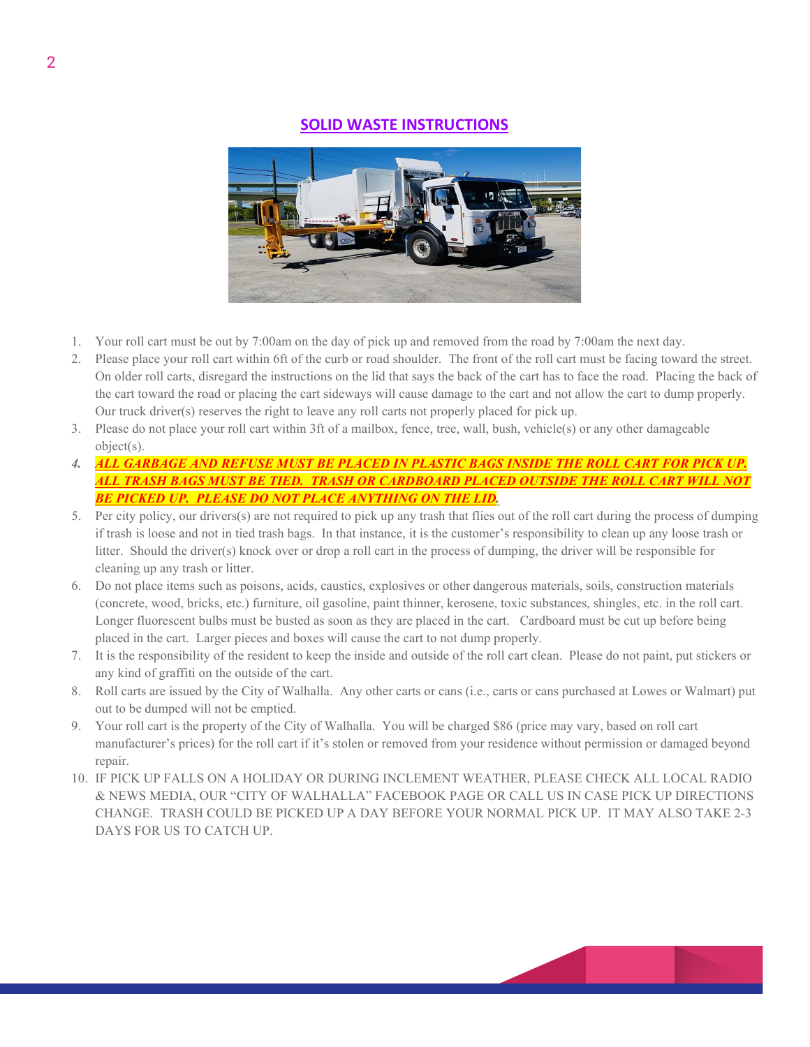## SOLID WASTE INSTRUCTIONS

1. Your roll cart must be out by 7:00am on the day of pick up and removed from the road by 7:00am the next day.
2. Please place your roll cart within 6ft of the curb or road shoulder. The front of the roll cart must be facing toward the street. On older roll carts, disregard the instructions on the lid that says the back of the cart has to face the road. Placing the back of the cart toward the road or placing the cart sideways will cause damage to the cart and not allow the cart to dump properly. Our truck driver(s) reserves the right to leave any roll carts not properly placed for pick up.
3. Please do not place your roll cart within 3ft of a mailbox, fence, tree, wall, bush, vehicle(s) or any other damageable object(s).
4. ***ALL GARBAGE AND REFUSE MUST BE PLACED IN PLASTIC BAGS INSIDE THE ROLL CART FOR PICK UP. ALL TRASH BAGS MUST BE TIED. TRASH OR CARDBOARD PLACED OUTSIDE THE ROLL CART WILL NOT BE PICKED UP. PLEASE DO NOT PLACE ANYTHING ON THE LID.***
5. Per city policy, our drivers(s) are not required to pick up any trash that flies out of the roll cart during the process of dumping if trash is loose and not in tied trash bags. In that instance, it is the customer's responsibility to clean up any loose trash or litter. Should the driver(s) knock over or drop a roll cart in the process of dumping, the driver will be responsible for cleaning up any trash or litter.
6. Do not place items such as poisons, acids, caustics, explosives or other dangerous materials, soils, construction materials (concrete, wood, bricks, etc.) furniture, oil gasoline, paint thinner, kerosene, toxic substances, shingles, etc. in the roll cart. Longer fluorescent bulbs must be busted as soon as they are placed in the cart. Cardboard must be cut up before being placed in the cart. Larger pieces and boxes will cause the cart to not dump properly.
7. It is the responsibility of the resident to keep the inside and outside of the roll cart clean. Please do not paint, put stickers or any kind of graffiti on the outside of the cart.
8. Roll carts are issued by the City of Walhalla. Any other carts or cans (i.e., carts or cans purchased at Lowes or Walmart) put out to be dumped will not be emptied.
9. Your roll cart is the property of the City of Walhalla. You will be charged $86 (price may vary, based on roll cart manufacturer's prices) for the roll cart if it's stolen or removed from your residence without permission or damaged beyond repair.
10. IF PICK UP FALLS ON A HOLIDAY OR DURING INCLEMENT WEATHER, PLEASE CHECK ALL LOCAL RADIO & NEWS MEDIA, OUR "CITY OF WALHALLA" FACEBOOK PAGE OR CALL US IN CASE PICK UP DIRECTIONS CHANGE. TRASH COULD BE PICKED UP A DAY BEFORE YOUR NORMAL PICK UP. IT MAY ALSO TAKE 2-3 DAYS FOR US TO CATCH UP.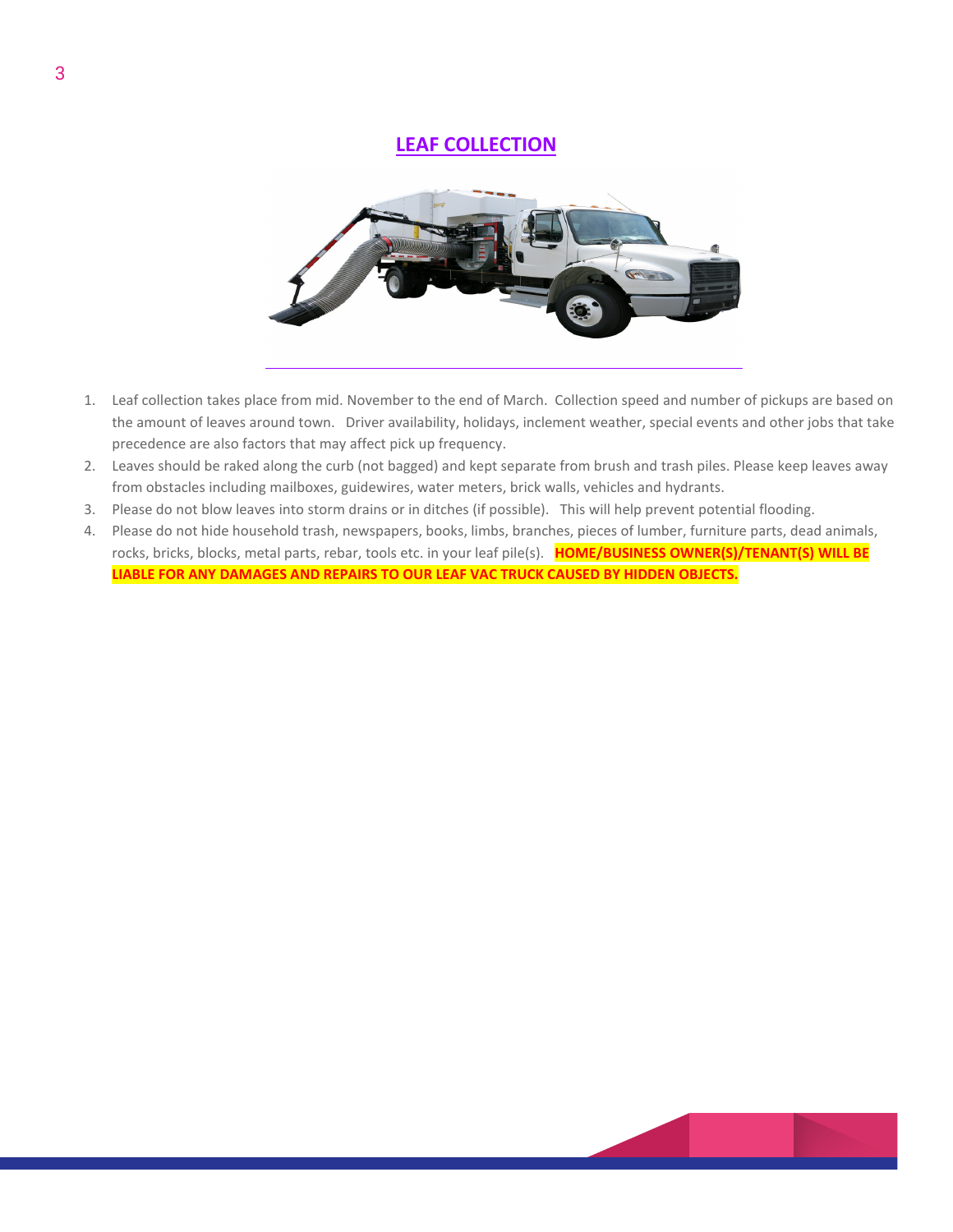## LEAF COLLECTION

1. Leaf collection takes place from mid. November to the end of March. Collection speed and number of pickups are based on the amount of leaves around town. Driver availability, holidays, inclement weather, special events and other jobs that take precedence are also factors that may affect pick up frequency.
2. Leaves should be raked along the curb (not bagged) and kept separate from brush and trash piles. Please keep leaves away from obstacles including mailboxes, guidewires, water meters, brick walls, vehicles and hydrants.
3. Please do not blow leaves into storm drains or in ditches (if possible). This will help prevent potential flooding.
4. Please do not hide household trash, newspapers, books, limbs, branches, pieces of lumber, furniture parts, dead animals, rocks, bricks, blocks, metal parts, rebar, tools etc. in your leaf pile(s). **HOME/BUSINESS OWNER(S)/TENANT(S) WILL BE LIABLE FOR ANY DAMAGES AND REPAIRS TO OUR LEAF VAC TRUCK CAUSED BY HIDDEN OBJECTS.**